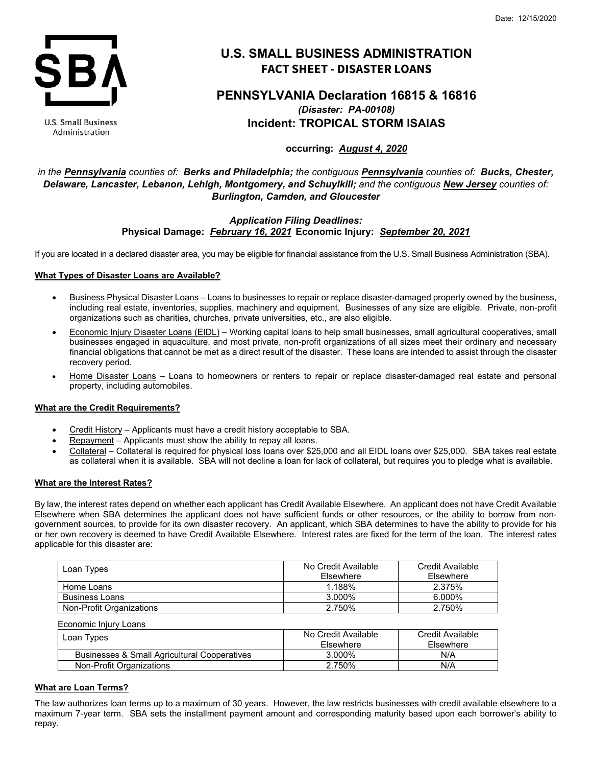Date: 12/15/2020

U.S. Small Business Administration

# U.S. SMALL BUSINESS ADMINISTRATION

## FACT SHEET - DISASTER LOANS

## PENNSYLVANIA Declaration 16815 & 16816

***(Disaster: PA-00108)***

## Incident: TROPICAL STORM ISAIAS

**occurring: *August 4, 2020***

*in the **Pennsylvania** counties of: **Berks and Philadelphia;** the contiguous **Pennsylvania** counties of: **Bucks, Chester, Delaware, Lancaster, Lebanon, Lehigh, Montgomery, and Schuylkill;** and the contiguous **New Jersey** counties of: **Burlington, Camden, and Gloucester***

***Application Filing Deadlines:***
**Physical Damage: *February 16, 2021* Economic Injury: *September 20, 2021***

If you are located in a declared disaster area, you may be eligible for financial assistance from the U.S. Small Business Administration (SBA).

### What Types of Disaster Loans are Available?

- Business Physical Disaster Loans – Loans to businesses to repair or replace disaster-damaged property owned by the business, including real estate, inventories, supplies, machinery and equipment. Businesses of any size are eligible. Private, non-profit organizations such as charities, churches, private universities, etc., are also eligible.
- Economic Injury Disaster Loans (EIDL) – Working capital loans to help small businesses, small agricultural cooperatives, small businesses engaged in aquaculture, and most private, non-profit organizations of all sizes meet their ordinary and necessary financial obligations that cannot be met as a direct result of the disaster. These loans are intended to assist through the disaster recovery period.
- Home Disaster Loans – Loans to homeowners or renters to repair or replace disaster-damaged real estate and personal property, including automobiles.

### What are the Credit Requirements?

- Credit History – Applicants must have a credit history acceptable to SBA.
- Repayment – Applicants must show the ability to repay all loans.
- Collateral – Collateral is required for physical loss loans over $25,000 and all EIDL loans over $25,000. SBA takes real estate as collateral when it is available. SBA will not decline a loan for lack of collateral, but requires you to pledge what is available.

### What are the Interest Rates?

By law, the interest rates depend on whether each applicant has Credit Available Elsewhere. An applicant does not have Credit Available Elsewhere when SBA determines the applicant does not have sufficient funds or other resources, or the ability to borrow from non-government sources, to provide for its own disaster recovery. An applicant, which SBA determines to have the ability to provide for his or her own recovery is deemed to have Credit Available Elsewhere. Interest rates are fixed for the term of the loan. The interest rates applicable for this disaster are:

| Loan Types | No Credit Available Elsewhere | Credit Available Elsewhere |
|---|---|---|
| Home Loans | 1.188% | 2.375% |
| Business Loans | 3.000% | 6.000% |
| Non-Profit Organizations | 2.750% | 2.750% |

Economic Injury Loans

| Loan Types | No Credit Available Elsewhere | Credit Available Elsewhere |
|---|---|---|
| Businesses & Small Agricultural Cooperatives | 3.000% | N/A |
| Non-Profit Organizations | 2.750% | N/A |

### What are Loan Terms?

The law authorizes loan terms up to a maximum of 30 years. However, the law restricts businesses with credit available elsewhere to a maximum 7-year term. SBA sets the installment payment amount and corresponding maturity based upon each borrower's ability to repay.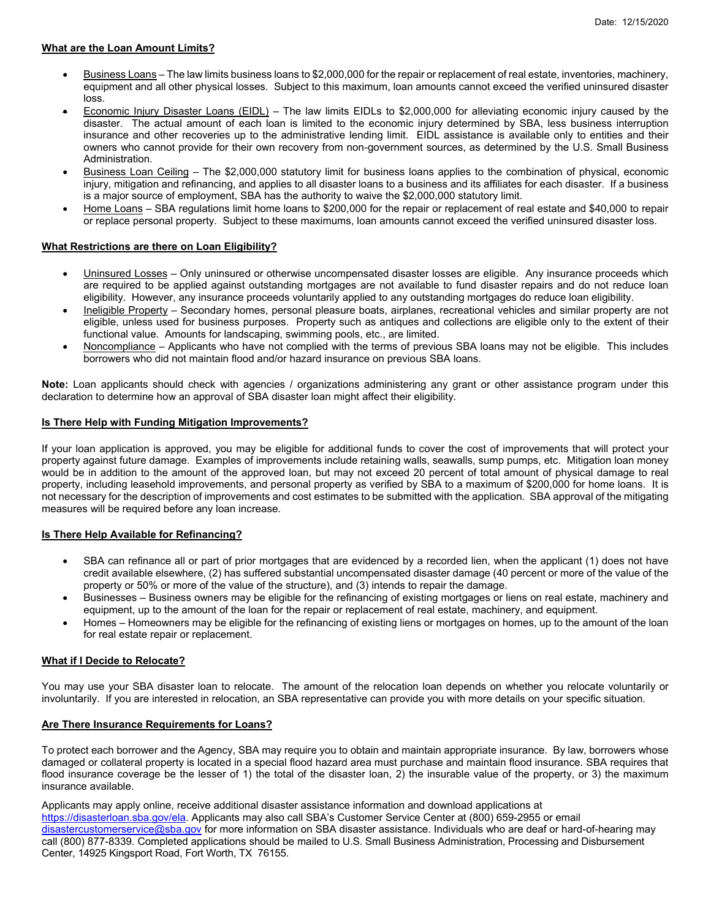Date: 12/15/2020

## What are the Loan Amount Limits?

- Business Loans – The law limits business loans to $2,000,000 for the repair or replacement of real estate, inventories, machinery, equipment and all other physical losses. Subject to this maximum, loan amounts cannot exceed the verified uninsured disaster loss.
- Economic Injury Disaster Loans (EIDL) – The law limits EIDLs to $2,000,000 for alleviating economic injury caused by the disaster. The actual amount of each loan is limited to the economic injury determined by SBA, less business interruption insurance and other recoveries up to the administrative lending limit. EIDL assistance is available only to entities and their owners who cannot provide for their own recovery from non-government sources, as determined by the U.S. Small Business Administration.
- Business Loan Ceiling – The $2,000,000 statutory limit for business loans applies to the combination of physical, economic injury, mitigation and refinancing, and applies to all disaster loans to a business and its affiliates for each disaster. If a business is a major source of employment, SBA has the authority to waive the $2,000,000 statutory limit.
- Home Loans – SBA regulations limit home loans to $200,000 for the repair or replacement of real estate and $40,000 to repair or replace personal property. Subject to these maximums, loan amounts cannot exceed the verified uninsured disaster loss.

## What Restrictions are there on Loan Eligibility?

- Uninsured Losses – Only uninsured or otherwise uncompensated disaster losses are eligible. Any insurance proceeds which are required to be applied against outstanding mortgages are not available to fund disaster repairs and do not reduce loan eligibility. However, any insurance proceeds voluntarily applied to any outstanding mortgages do reduce loan eligibility.
- Ineligible Property – Secondary homes, personal pleasure boats, airplanes, recreational vehicles and similar property are not eligible, unless used for business purposes. Property such as antiques and collections are eligible only to the extent of their functional value. Amounts for landscaping, swimming pools, etc., are limited.
- Noncompliance – Applicants who have not complied with the terms of previous SBA loans may not be eligible. This includes borrowers who did not maintain flood and/or hazard insurance on previous SBA loans.

**Note:** Loan applicants should check with agencies / organizations administering any grant or other assistance program under this declaration to determine how an approval of SBA disaster loan might affect their eligibility.

## Is There Help with Funding Mitigation Improvements?

If your loan application is approved, you may be eligible for additional funds to cover the cost of improvements that will protect your property against future damage. Examples of improvements include retaining walls, seawalls, sump pumps, etc. Mitigation loan money would be in addition to the amount of the approved loan, but may not exceed 20 percent of total amount of physical damage to real property, including leasehold improvements, and personal property as verified by SBA to a maximum of $200,000 for home loans. It is not necessary for the description of improvements and cost estimates to be submitted with the application. SBA approval of the mitigating measures will be required before any loan increase.

## Is There Help Available for Refinancing?

- SBA can refinance all or part of prior mortgages that are evidenced by a recorded lien, when the applicant (1) does not have credit available elsewhere, (2) has suffered substantial uncompensated disaster damage (40 percent or more of the value of the property or 50% or more of the value of the structure), and (3) intends to repair the damage.
- Businesses – Business owners may be eligible for the refinancing of existing mortgages or liens on real estate, machinery and equipment, up to the amount of the loan for the repair or replacement of real estate, machinery, and equipment.
- Homes – Homeowners may be eligible for the refinancing of existing liens or mortgages on homes, up to the amount of the loan for real estate repair or replacement.

## What if I Decide to Relocate?

You may use your SBA disaster loan to relocate. The amount of the relocation loan depends on whether you relocate voluntarily or involuntarily. If you are interested in relocation, an SBA representative can provide you with more details on your specific situation.

## Are There Insurance Requirements for Loans?

To protect each borrower and the Agency, SBA may require you to obtain and maintain appropriate insurance. By law, borrowers whose damaged or collateral property is located in a special flood hazard area must purchase and maintain flood insurance. SBA requires that flood insurance coverage be the lesser of 1) the total of the disaster loan, 2) the insurable value of the property, or 3) the maximum insurance available.

Applicants may apply online, receive additional disaster assistance information and download applications at https://disasterloan.sba.gov/ela. Applicants may also call SBA's Customer Service Center at (800) 659-2955 or email disastercustomerservice@sba.gov for more information on SBA disaster assistance. Individuals who are deaf or hard-of-hearing may call (800) 877-8339. Completed applications should be mailed to U.S. Small Business Administration, Processing and Disbursement Center, 14925 Kingsport Road, Fort Worth, TX 76155.